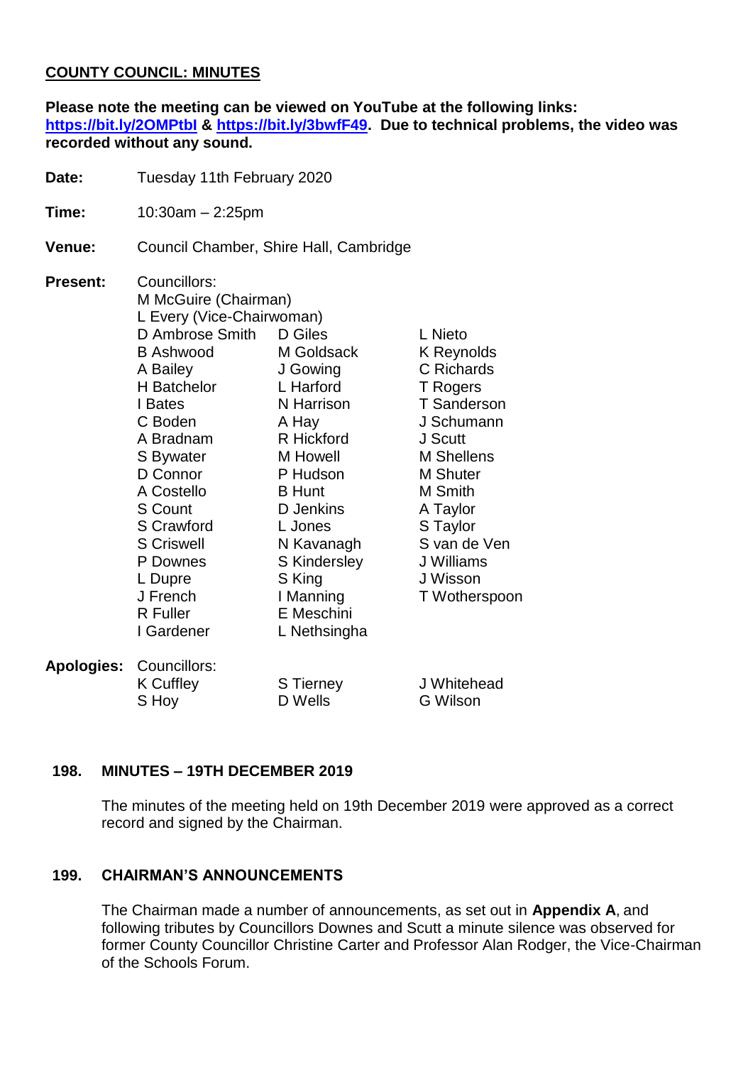**COUNTY COUNCIL: MINUTES**

**Please note the meeting can be viewed on YouTube at the following links: [https://bit.ly/2OMPtbI](https://bit.ly/2OMPtbI) & [https://bit.ly/3bwfF49](https://bit.ly/3bwfF49). Due to technical problems, the video was recorded without any sound.**

**Date:** Tuesday 11th February 2020

**Time:** 10:30am – 2:25pm

**Venue:** Council Chamber, Shire Hall, Cambridge

**Present:** Councillors:
M McGuire (Chairman)
L Every (Vice-Chairwoman)

| | | |
|---|---|---|
| D Ambrose Smith | D Giles | L Nieto |
| B Ashwood | M Goldsack | K Reynolds |
| A Bailey | J Gowing | C Richards |
| H Batchelor | L Harford | T Rogers |
| I Bates | N Harrison | T Sanderson |
| C Boden | A Hay | J Schumann |
| A Bradnam | R Hickford | J Scutt |
| S Bywater | M Howell | M Shellens |
| D Connor | P Hudson | M Shuter |
| A Costello | B Hunt | M Smith |
| S Count | D Jenkins | A Taylor |
| S Crawford | L Jones | S Taylor |
| S Criswell | N Kavanagh | S van de Ven |
| P Downes | S Kindersley | J Williams |
| L Dupre | S King | J Wisson |
| J French | I Manning | T Wotherspoon |
| R Fuller | E Meschini | |
| I Gardener | L Nethsingha | |

**Apologies:** Councillors:

| | | |
|---|---|---|
| K Cuffley | S Tierney | J Whitehead |
| S Hoy | D Wells | G Wilson |

## 198. MINUTES – 19TH DECEMBER 2019

The minutes of the meeting held on 19th December 2019 were approved as a correct record and signed by the Chairman.

## 199. CHAIRMAN'S ANNOUNCEMENTS

The Chairman made a number of announcements, as set out in **Appendix A**, and following tributes by Councillors Downes and Scutt a minute silence was observed for former County Councillor Christine Carter and Professor Alan Rodger, the Vice-Chairman of the Schools Forum.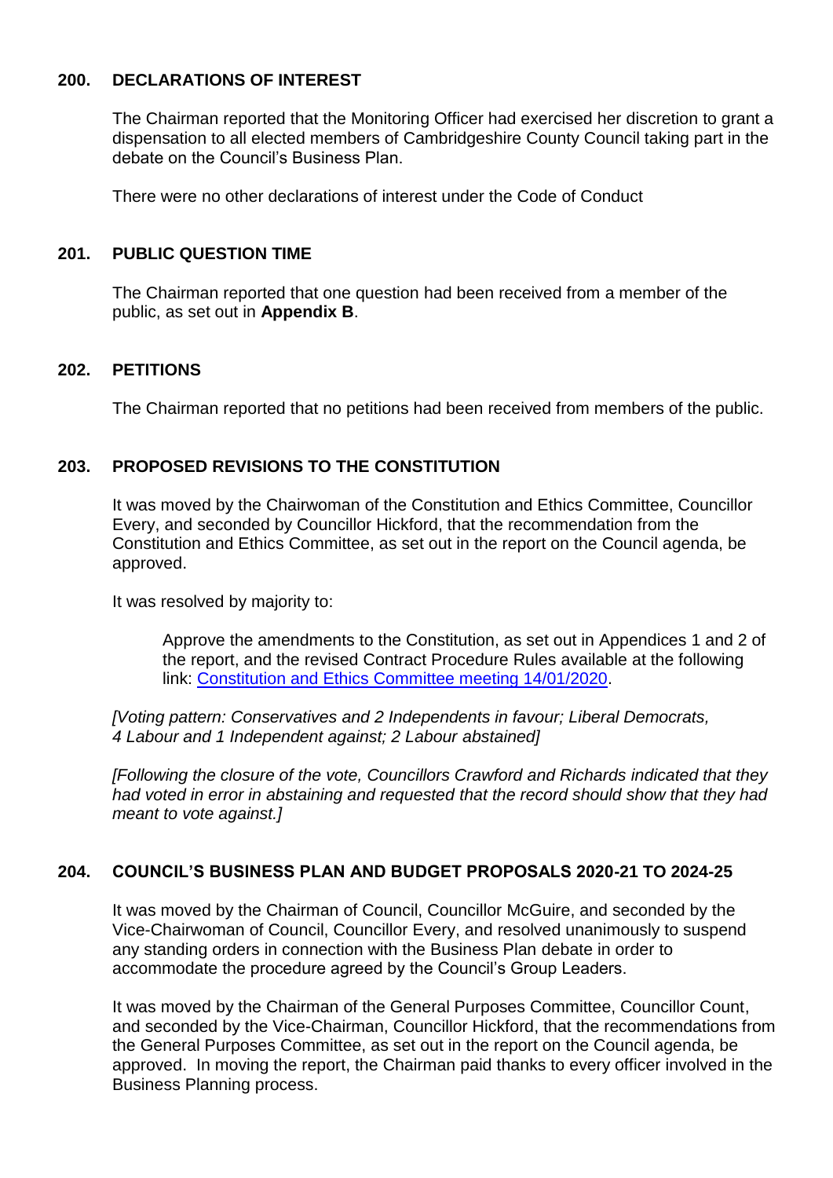## 200. DECLARATIONS OF INTEREST

The Chairman reported that the Monitoring Officer had exercised her discretion to grant a dispensation to all elected members of Cambridgeshire County Council taking part in the debate on the Council's Business Plan.

There were no other declarations of interest under the Code of Conduct

## 201. PUBLIC QUESTION TIME

The Chairman reported that one question had been received from a member of the public, as set out in **Appendix B**.

## 202. PETITIONS

The Chairman reported that no petitions had been received from members of the public.

## 203. PROPOSED REVISIONS TO THE CONSTITUTION

It was moved by the Chairwoman of the Constitution and Ethics Committee, Councillor Every, and seconded by Councillor Hickford, that the recommendation from the Constitution and Ethics Committee, as set out in the report on the Council agenda, be approved.

It was resolved by majority to:

> Approve the amendments to the Constitution, as set out in Appendices 1 and 2 of the report, and the revised Contract Procedure Rules available at the following link: Constitution and Ethics Committee meeting 14/01/2020.

*[Voting pattern: Conservatives and 2 Independents in favour; Liberal Democrats, 4 Labour and 1 Independent against; 2 Labour abstained]*

*[Following the closure of the vote, Councillors Crawford and Richards indicated that they had voted in error in abstaining and requested that the record should show that they had meant to vote against.]*

## 204. COUNCIL'S BUSINESS PLAN AND BUDGET PROPOSALS 2020-21 TO 2024-25

It was moved by the Chairman of Council, Councillor McGuire, and seconded by the Vice-Chairwoman of Council, Councillor Every, and resolved unanimously to suspend any standing orders in connection with the Business Plan debate in order to accommodate the procedure agreed by the Council's Group Leaders.

It was moved by the Chairman of the General Purposes Committee, Councillor Count, and seconded by the Vice-Chairman, Councillor Hickford, that the recommendations from the General Purposes Committee, as set out in the report on the Council agenda, be approved. In moving the report, the Chairman paid thanks to every officer involved in the Business Planning process.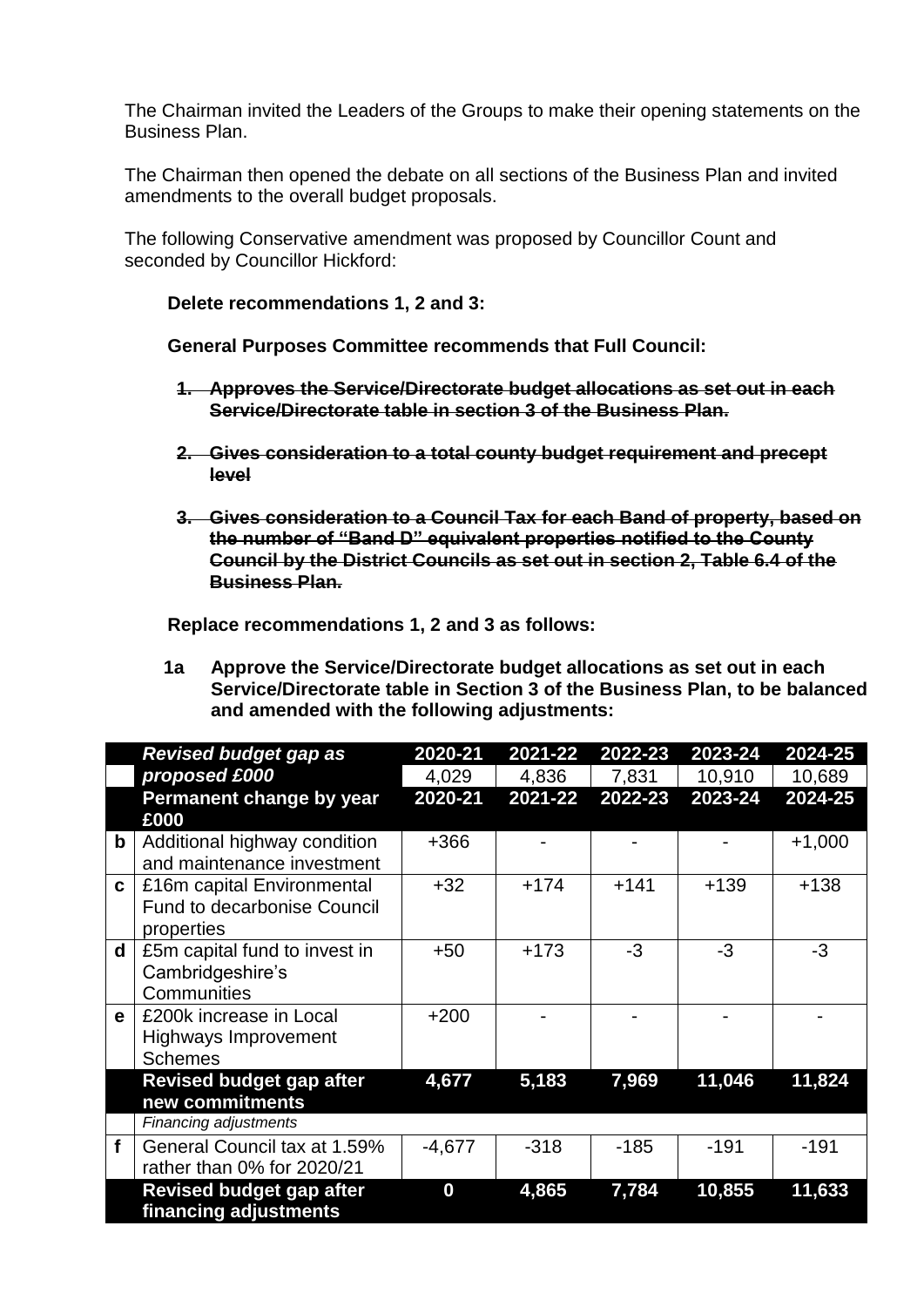The Chairman invited the Leaders of the Groups to make their opening statements on the Business Plan.

The Chairman then opened the debate on all sections of the Business Plan and invited amendments to the overall budget proposals.

The following Conservative amendment was proposed by Councillor Count and seconded by Councillor Hickford:

**Delete recommendations 1, 2 and 3:**

**General Purposes Committee recommends that Full Council:**

1. ~~**Approves the Service/Directorate budget allocations as set out in each Service/Directorate table in section 3 of the Business Plan.**~~

2. ~~**Gives consideration to a total county budget requirement and precept level**~~

3. ~~**Gives consideration to a Council Tax for each Band of property, based on the number of "Band D" equivalent properties notified to the County Council by the District Councils as set out in section 2, Table 6.4 of the Business Plan.**~~

**Replace recommendations 1, 2 and 3 as follows:**

**1a Approve the Service/Directorate budget allocations as set out in each Service/Directorate table in Section 3 of the Business Plan, to be balanced and amended with the following adjustments:**

| | *Revised budget gap as proposed £000* | 2020-21 | 2021-22 | 2022-23 | 2023-24 | 2024-25 |
|---|---|---|---|---|---|---|
| | | 4,029 | 4,836 | 7,831 | 10,910 | 10,689 |
| | **Permanent change by year £000** | **2020-21** | **2021-22** | **2022-23** | **2023-24** | **2024-25** |
| **b** | Additional highway condition and maintenance investment | +366 | - | - | - | +1,000 |
| **c** | £16m capital Environmental Fund to decarbonise Council properties | +32 | +174 | +141 | +139 | +138 |
| **d** | £5m capital fund to invest in Cambridgeshire's Communities | +50 | +173 | -3 | -3 | -3 |
| **e** | £200k increase in Local Highways Improvement Schemes | +200 | - | - | - | - |
| | **Revised budget gap after new commitments** | **4,677** | **5,183** | **7,969** | **11,046** | **11,824** |
| | *Financing adjustments* | | | | | |
| **f** | General Council tax at 1.59% rather than 0% for 2020/21 | -4,677 | -318 | -185 | -191 | -191 |
| | **Revised budget gap after financing adjustments** | **0** | **4,865** | **7,784** | **10,855** | **11,633** |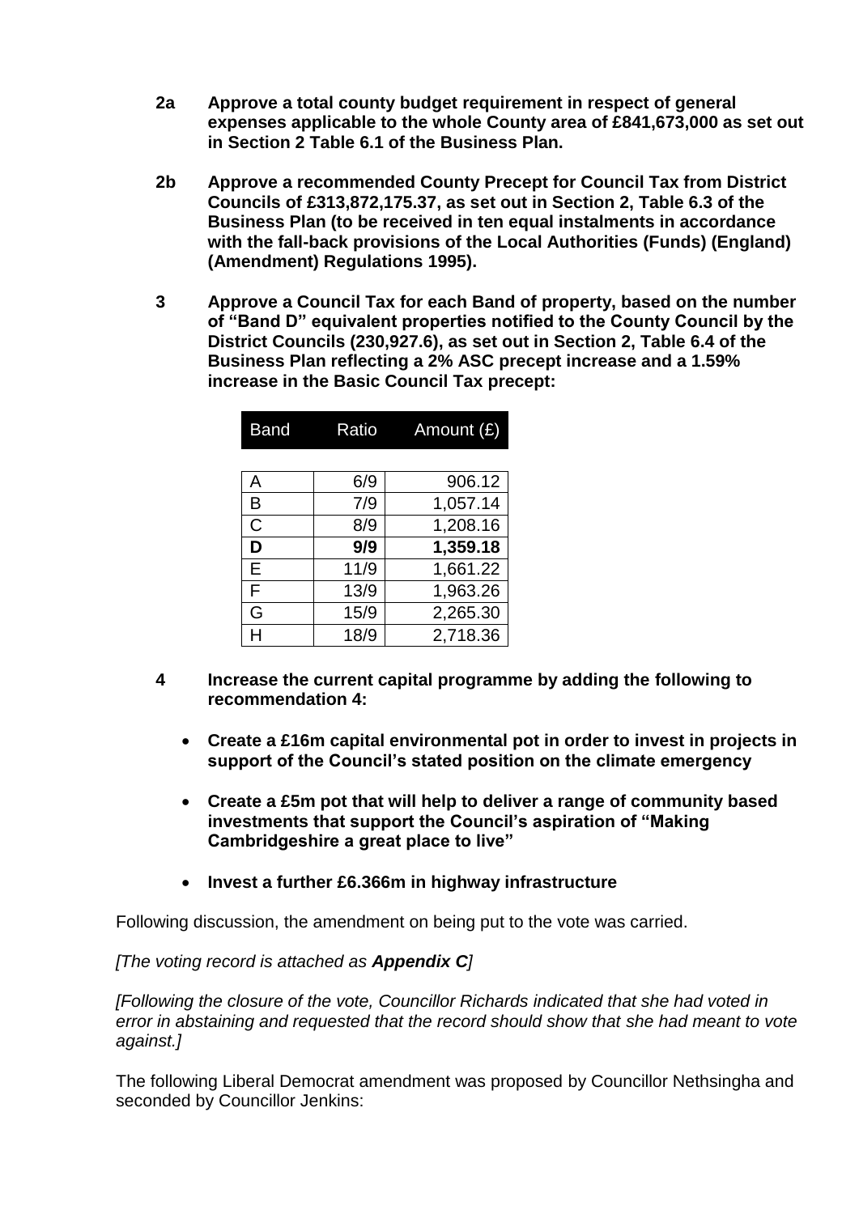**2a Approve a total county budget requirement in respect of general expenses applicable to the whole County area of £841,673,000 as set out in Section 2 Table 6.1 of the Business Plan.**

**2b Approve a recommended County Precept for Council Tax from District Councils of £313,872,175.37, as set out in Section 2, Table 6.3 of the Business Plan (to be received in ten equal instalments in accordance with the fall-back provisions of the Local Authorities (Funds) (England) (Amendment) Regulations 1995).**

**3 Approve a Council Tax for each Band of property, based on the number of "Band D" equivalent properties notified to the County Council by the District Councils (230,927.6), as set out in Section 2, Table 6.4 of the Business Plan reflecting a 2% ASC precept increase and a 1.59% increase in the Basic Council Tax precept:**

| Band | Ratio | Amount (£) |
|---|---|---|
| A | 6/9 | 906.12 |
| B | 7/9 | 1,057.14 |
| C | 8/9 | 1,208.16 |
| **D** | **9/9** | **1,359.18** |
| E | 11/9 | 1,661.22 |
| F | 13/9 | 1,963.26 |
| G | 15/9 | 2,265.30 |
| H | 18/9 | 2,718.36 |

**4 Increase the current capital programme by adding the following to recommendation 4:**

- **Create a £16m capital environmental pot in order to invest in projects in support of the Council's stated position on the climate emergency**
- **Create a £5m pot that will help to deliver a range of community based investments that support the Council's aspiration of "Making Cambridgeshire a great place to live"**
- **Invest a further £6.366m in highway infrastructure**

Following discussion, the amendment on being put to the vote was carried.

*[The voting record is attached as **Appendix C**]*

*[Following the closure of the vote, Councillor Richards indicated that she had voted in error in abstaining and requested that the record should show that she had meant to vote against.]*

The following Liberal Democrat amendment was proposed by Councillor Nethsingha and seconded by Councillor Jenkins: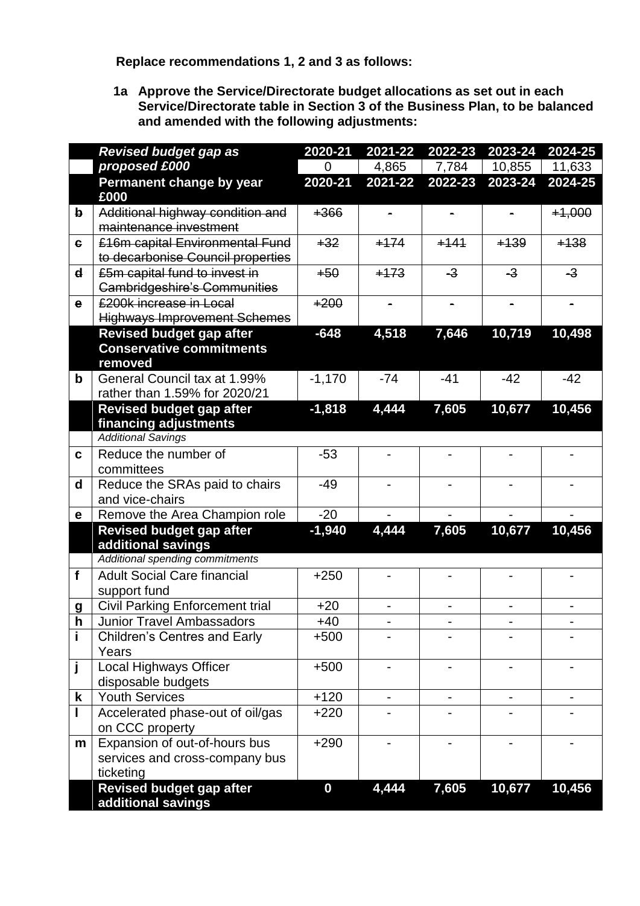**Replace recommendations 1, 2 and 3 as follows:**

**1a Approve the Service/Directorate budget allocations as set out in each Service/Directorate table in Section 3 of the Business Plan, to be balanced and amended with the following adjustments:**

| | ***Revised budget gap as proposed £000*** | **2020-21** | **2021-22** | **2022-23** | **2023-24** | **2024-25** |
|---|---|---|---|---|---|---|
| | | 0 | 4,865 | 7,784 | 10,855 | 11,633 |
| | **Permanent change by year £000** | **2020-21** | **2021-22** | **2022-23** | **2023-24** | **2024-25** |
| ~~b~~ | ~~Additional highway condition and maintenance investment~~ | ~~+366~~ | ~~-~~ | ~~-~~ | ~~-~~ | ~~+1,000~~ |
| ~~c~~ | ~~£16m capital Environmental Fund to decarbonise Council properties~~ | ~~+32~~ | ~~+174~~ | ~~+141~~ | ~~+139~~ | ~~+138~~ |
| ~~d~~ | ~~£5m capital fund to invest in Cambridgeshire's Communities~~ | ~~+50~~ | ~~+173~~ | ~~-3~~ | ~~-3~~ | ~~-3~~ |
| ~~e~~ | ~~£200k increase in Local Highways Improvement Schemes~~ | ~~+200~~ | ~~-~~ | ~~-~~ | ~~-~~ | ~~-~~ |
| | **Revised budget gap after Conservative commitments removed** | **-648** | **4,518** | **7,646** | **10,719** | **10,498** |
| **b** | General Council tax at 1.99% rather than 1.59% for 2020/21 | -1,170 | -74 | -41 | -42 | -42 |
| | **Revised budget gap after financing adjustments** | **-1,818** | **4,444** | **7,605** | **10,677** | **10,456** |
| | *Additional Savings* | | | | | |
| **c** | Reduce the number of committees | -53 | - | - | - | - |
| **d** | Reduce the SRAs paid to chairs and vice-chairs | -49 | - | - | - | - |
| **e** | Remove the Area Champion role | -20 | - | - | - | - |
| | **Revised budget gap after additional savings** | **-1,940** | **4,444** | **7,605** | **10,677** | **10,456** |
| | *Additional spending commitments* | | | | | |
| **f** | Adult Social Care financial support fund | +250 | - | - | - | - |
| **g** | Civil Parking Enforcement trial | +20 | - | - | - | - |
| **h** | Junior Travel Ambassadors | +40 | - | - | - | - |
| **i** | Children's Centres and Early Years | +500 | - | - | - | - |
| **j** | Local Highways Officer disposable budgets | +500 | - | - | - | - |
| **k** | Youth Services | +120 | - | - | - | - |
| **l** | Accelerated phase-out of oil/gas on CCC property | +220 | - | - | - | - |
| **m** | Expansion of out-of-hours bus services and cross-company bus ticketing | +290 | - | - | - | - |
| | **Revised budget gap after additional savings** | **0** | **4,444** | **7,605** | **10,677** | **10,456** |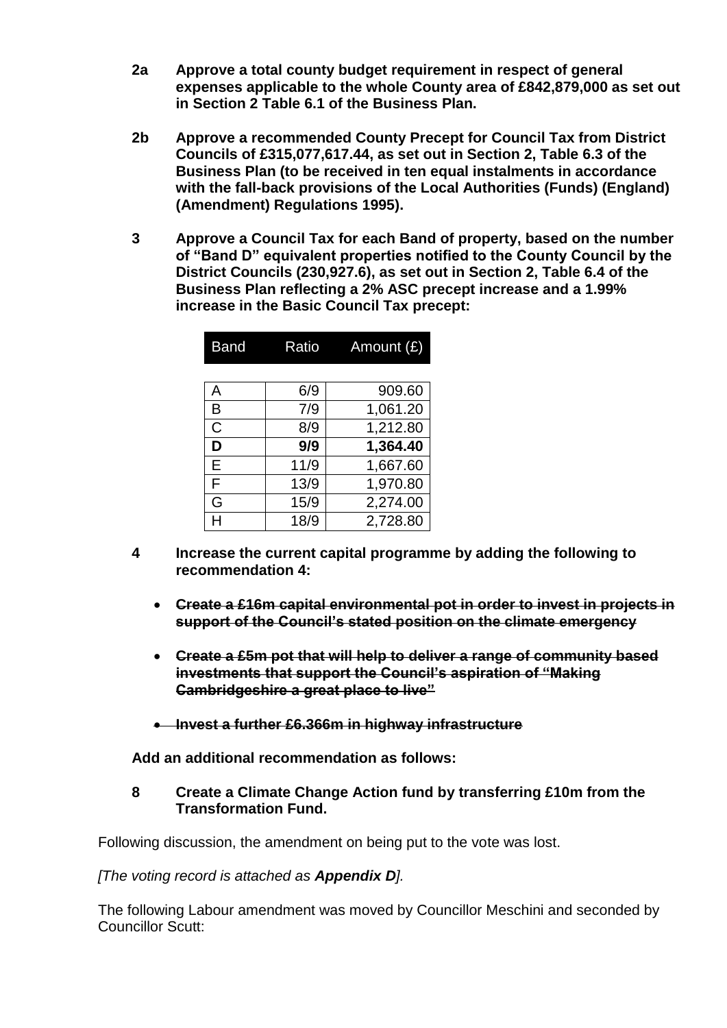**2a Approve a total county budget requirement in respect of general expenses applicable to the whole County area of £842,879,000 as set out in Section 2 Table 6.1 of the Business Plan.**

**2b Approve a recommended County Precept for Council Tax from District Councils of £315,077,617.44, as set out in Section 2, Table 6.3 of the Business Plan (to be received in ten equal instalments in accordance with the fall-back provisions of the Local Authorities (Funds) (England) (Amendment) Regulations 1995).**

**3 Approve a Council Tax for each Band of property, based on the number of "Band D" equivalent properties notified to the County Council by the District Councils (230,927.6), as set out in Section 2, Table 6.4 of the Business Plan reflecting a 2% ASC precept increase and a 1.99% increase in the Basic Council Tax precept:**

| Band | Ratio | Amount (£) |
|---|---|---|
| A | 6/9 | 909.60 |
| B | 7/9 | 1,061.20 |
| C | 8/9 | 1,212.80 |
| **D** | **9/9** | **1,364.40** |
| E | 11/9 | 1,667.60 |
| F | 13/9 | 1,970.80 |
| G | 15/9 | 2,274.00 |
| H | 18/9 | 2,728.80 |

**4 Increase the current capital programme by adding the following to recommendation 4:**

- ~~**Create a £16m capital environmental pot in order to invest in projects in support of the Council's stated position on the climate emergency**~~
- ~~**Create a £5m pot that will help to deliver a range of community based investments that support the Council's aspiration of "Making Cambridgeshire a great place to live"**~~
- ~~**Invest a further £6.366m in highway infrastructure**~~

**Add an additional recommendation as follows:**

**8 Create a Climate Change Action fund by transferring £10m from the Transformation Fund.**

Following discussion, the amendment on being put to the vote was lost.

*[The voting record is attached as **Appendix D**].*

The following Labour amendment was moved by Councillor Meschini and seconded by Councillor Scutt: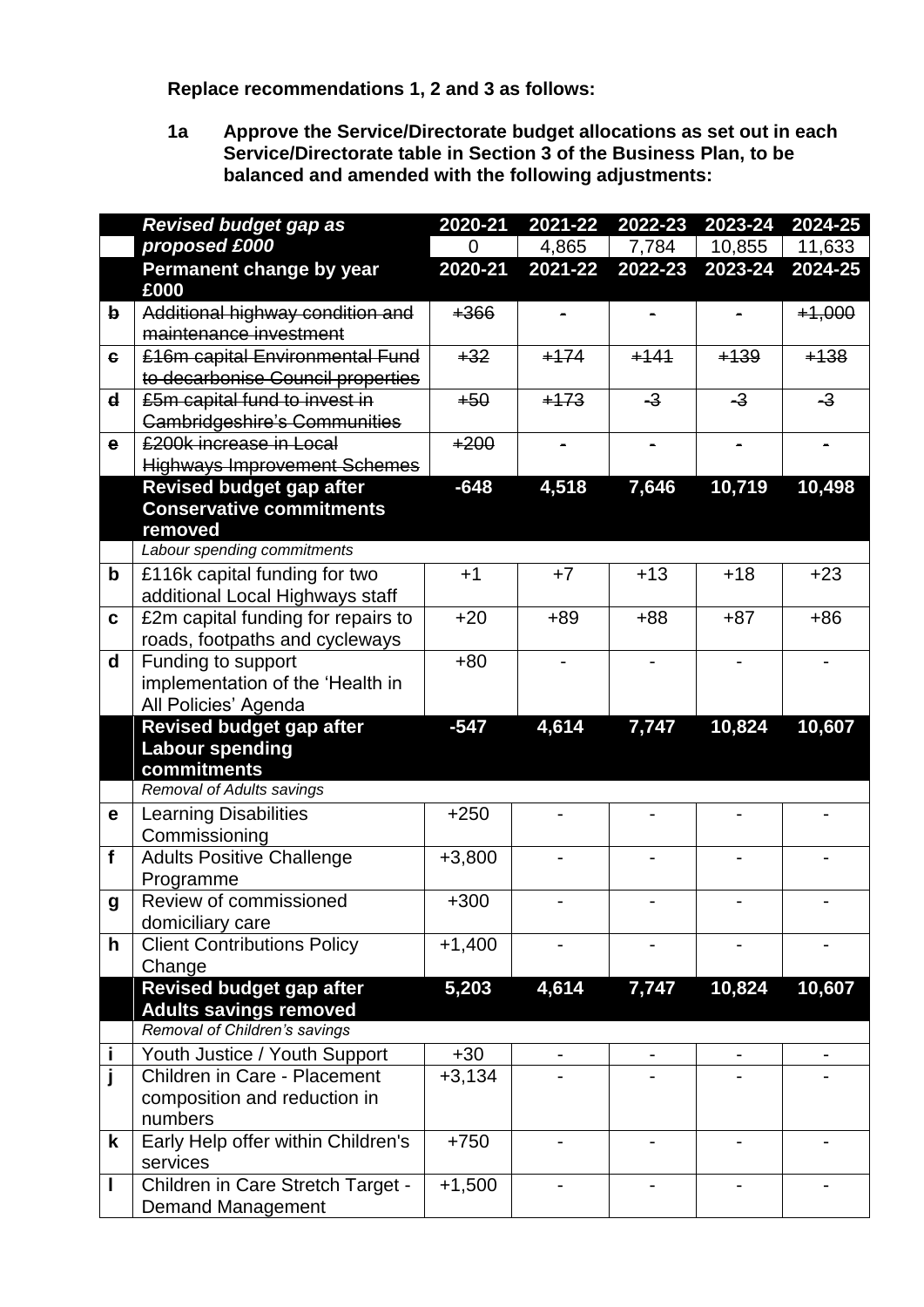**Replace recommendations 1, 2 and 3 as follows:**

**1a Approve the Service/Directorate budget allocations as set out in each Service/Directorate table in Section 3 of the Business Plan, to be balanced and amended with the following adjustments:**

| | ***Revised budget gap as proposed £000*** | **2020-21** | **2021-22** | **2022-23** | **2023-24** | **2024-25** |
|---|---|---|---|---|---|---|
| | | 0 | 4,865 | 7,784 | 10,855 | 11,633 |
| | **Permanent change by year £000** | **2020-21** | **2021-22** | **2022-23** | **2023-24** | **2024-25** |
| ~~b~~ | ~~Additional highway condition and maintenance investment~~ | ~~+366~~ | ~~-~~ | ~~-~~ | ~~-~~ | ~~+1,000~~ |
| ~~c~~ | ~~£16m capital Environmental Fund to decarbonise Council properties~~ | ~~+32~~ | ~~+174~~ | ~~+141~~ | ~~+139~~ | ~~+138~~ |
| ~~d~~ | ~~£5m capital fund to invest in Cambridgeshire's Communities~~ | ~~+50~~ | ~~+173~~ | ~~-3~~ | ~~-3~~ | ~~-3~~ |
| ~~e~~ | ~~£200k increase in Local Highways Improvement Schemes~~ | ~~+200~~ | ~~-~~ | ~~-~~ | ~~-~~ | ~~-~~ |
| | **Revised budget gap after Conservative commitments removed** | **-648** | **4,518** | **7,646** | **10,719** | **10,498** |
| | *Labour spending commitments* | | | | | |
| b | £116k capital funding for two additional Local Highways staff | +1 | +7 | +13 | +18 | +23 |
| c | £2m capital funding for repairs to roads, footpaths and cycleways | +20 | +89 | +88 | +87 | +86 |
| d | Funding to support implementation of the 'Health in All Policies' Agenda | +80 | - | - | - | - |
| | **Revised budget gap after Labour spending commitments** | **-547** | **4,614** | **7,747** | **10,824** | **10,607** |
| | *Removal of Adults savings* | | | | | |
| e | Learning Disabilities Commissioning | +250 | - | - | - | - |
| f | Adults Positive Challenge Programme | +3,800 | - | - | - | - |
| g | Review of commissioned domiciliary care | +300 | - | - | - | - |
| h | Client Contributions Policy Change | +1,400 | - | - | - | - |
| | **Revised budget gap after Adults savings removed** | **5,203** | **4,614** | **7,747** | **10,824** | **10,607** |
| | *Removal of Children's savings* | | | | | |
| i | Youth Justice / Youth Support | +30 | - | - | - | - |
| j | Children in Care - Placement composition and reduction in numbers | +3,134 | - | - | - | - |
| k | Early Help offer within Children's services | +750 | - | - | - | - |
| l | Children in Care Stretch Target - Demand Management | +1,500 | - | - | - | - |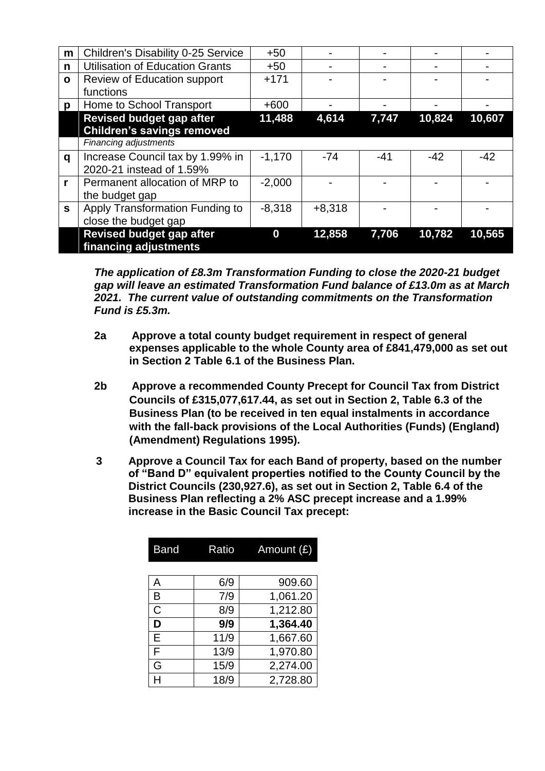| | | | | | | |
|---|---|---|---|---|---|---|
| m | Children's Disability 0-25 Service | +50 | - | - | - | - |
| n | Utilisation of Education Grants | +50 | - | - | - | - |
| o | Review of Education support functions | +171 | - | - | - | - |
| p | Home to School Transport | +600 | - | - | - | - |
| | **Revised budget gap after Children's savings removed** | **11,488** | **4,614** | **7,747** | **10,824** | **10,607** |
| | *Financing adjustments* | | | | | |
| q | Increase Council tax by 1.99% in 2020-21 instead of 1.59% | -1,170 | -74 | -41 | -42 | -42 |
| r | Permanent allocation of MRP to the budget gap | -2,000 | - | - | - | - |
| s | Apply Transformation Funding to close the budget gap | -8,318 | +8,318 | - | - | - |
| | **Revised budget gap after financing adjustments** | **0** | **12,858** | **7,706** | **10,782** | **10,565** |

***The application of £8.3m Transformation Funding to close the 2020-21 budget gap will leave an estimated Transformation Fund balance of £13.0m as at March 2021. The current value of outstanding commitments on the Transformation Fund is £5.3m.***

**2a Approve a total county budget requirement in respect of general expenses applicable to the whole County area of £841,479,000 as set out in Section 2 Table 6.1 of the Business Plan.**

**2b Approve a recommended County Precept for Council Tax from District Councils of £315,077,617.44, as set out in Section 2, Table 6.3 of the Business Plan (to be received in ten equal instalments in accordance with the fall-back provisions of the Local Authorities (Funds) (England) (Amendment) Regulations 1995).**

**3 Approve a Council Tax for each Band of property, based on the number of "Band D" equivalent properties notified to the County Council by the District Councils (230,927.6), as set out in Section 2, Table 6.4 of the Business Plan reflecting a 2% ASC precept increase and a 1.99% increase in the Basic Council Tax precept:**

| Band | Ratio | Amount (£) |
|---|---|---|
| A | 6/9 | 909.60 |
| B | 7/9 | 1,061.20 |
| C | 8/9 | 1,212.80 |
| **D** | **9/9** | **1,364.40** |
| E | 11/9 | 1,667.60 |
| F | 13/9 | 1,970.80 |
| G | 15/9 | 2,274.00 |
| H | 18/9 | 2,728.80 |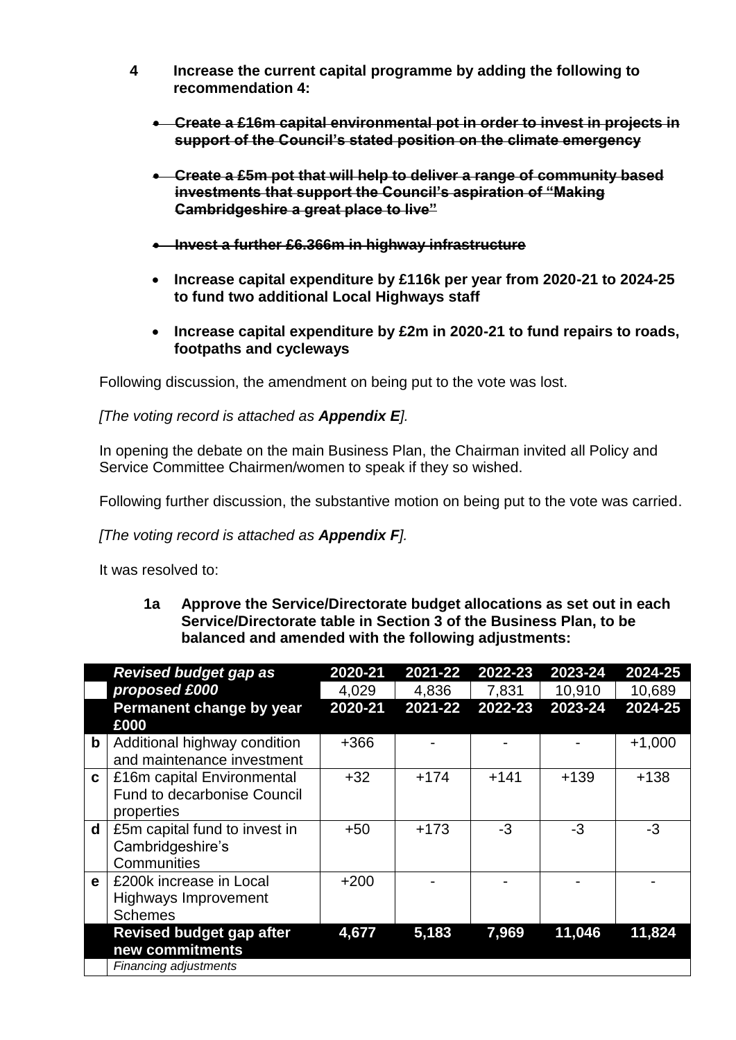**4 Increase the current capital programme by adding the following to recommendation 4:**

- ~~**Create a £16m capital environmental pot in order to invest in projects in support of the Council's stated position on the climate emergency**~~
- ~~**Create a £5m pot that will help to deliver a range of community based investments that support the Council's aspiration of "Making Cambridgeshire a great place to live"**~~
- ~~**Invest a further £6.366m in highway infrastructure**~~
- **Increase capital expenditure by £116k per year from 2020-21 to 2024-25 to fund two additional Local Highways staff**
- **Increase capital expenditure by £2m in 2020-21 to fund repairs to roads, footpaths and cycleways**

Following discussion, the amendment on being put to the vote was lost.

*[The voting record is attached as **Appendix E**].*

In opening the debate on the main Business Plan, the Chairman invited all Policy and Service Committee Chairmen/women to speak if they so wished.

Following further discussion, the substantive motion on being put to the vote was carried.

*[The voting record is attached as **Appendix F**].*

It was resolved to:

**1a Approve the Service/Directorate budget allocations as set out in each Service/Directorate table in Section 3 of the Business Plan, to be balanced and amended with the following adjustments:**

| | ***Revised budget gap as proposed £000*** | **2020-21** | **2021-22** | **2022-23** | **2023-24** | **2024-25** |
|---|---|---|---|---|---|---|
| | | 4,029 | 4,836 | 7,831 | 10,910 | 10,689 |
| | **Permanent change by year £000** | **2020-21** | **2021-22** | **2022-23** | **2023-24** | **2024-25** |
| **b** | Additional highway condition and maintenance investment | +366 | - | - | - | +1,000 |
| **c** | £16m capital Environmental Fund to decarbonise Council properties | +32 | +174 | +141 | +139 | +138 |
| **d** | £5m capital fund to invest in Cambridgeshire's Communities | +50 | +173 | -3 | -3 | -3 |
| **e** | £200k increase in Local Highways Improvement Schemes | +200 | - | - | - | - |
| | **Revised budget gap after new commitments** | **4,677** | **5,183** | **7,969** | **11,046** | **11,824** |
| | *Financing adjustments* | | | | | |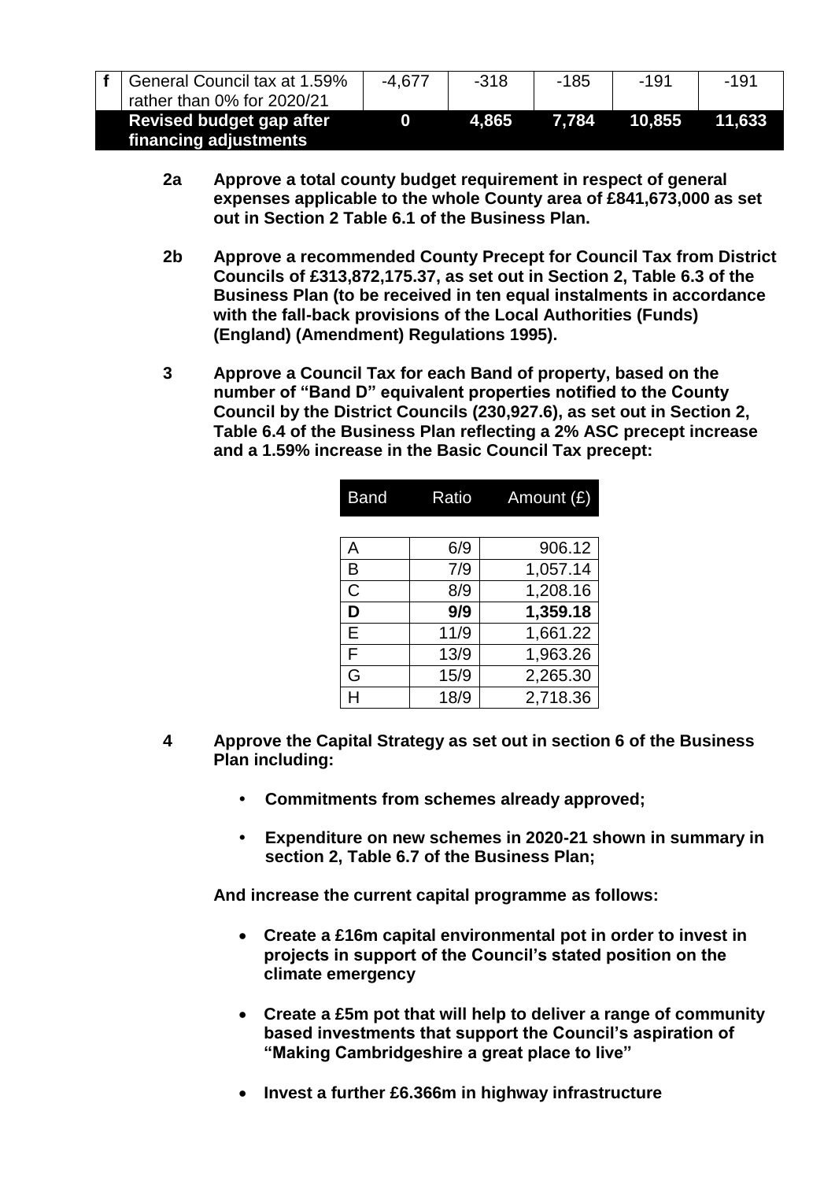| f | General Council tax at 1.59% rather than 0% for 2020/21 | -4,677 | -318 | -185 | -191 | -191 |
|---|---|---|---|---|---|---|
| | **Revised budget gap after financing adjustments** | **0** | **4,865** | **7,784** | **10,855** | **11,633** |

**2a** **Approve a total county budget requirement in respect of general expenses applicable to the whole County area of £841,673,000 as set out in Section 2 Table 6.1 of the Business Plan.**

**2b** **Approve a recommended County Precept for Council Tax from District Councils of £313,872,175.37, as set out in Section 2, Table 6.3 of the Business Plan (to be received in ten equal instalments in accordance with the fall-back provisions of the Local Authorities (Funds) (England) (Amendment) Regulations 1995).**

**3** **Approve a Council Tax for each Band of property, based on the number of "Band D" equivalent properties notified to the County Council by the District Councils (230,927.6), as set out in Section 2, Table 6.4 of the Business Plan reflecting a 2% ASC precept increase and a 1.59% increase in the Basic Council Tax precept:**

| Band | Ratio | Amount (£) |
|---|---|---|
| A | 6/9 | 906.12 |
| B | 7/9 | 1,057.14 |
| C | 8/9 | 1,208.16 |
| **D** | **9/9** | **1,359.18** |
| E | 11/9 | 1,661.22 |
| F | 13/9 | 1,963.26 |
| G | 15/9 | 2,265.30 |
| H | 18/9 | 2,718.36 |

**4** **Approve the Capital Strategy as set out in section 6 of the Business Plan including:**

- **Commitments from schemes already approved;**
- **Expenditure on new schemes in 2020-21 shown in summary in section 2, Table 6.7 of the Business Plan;**

**And increase the current capital programme as follows:**

- **Create a £16m capital environmental pot in order to invest in projects in support of the Council's stated position on the climate emergency**
- **Create a £5m pot that will help to deliver a range of community based investments that support the Council's aspiration of "Making Cambridgeshire a great place to live"**
- **Invest a further £6.366m in highway infrastructure**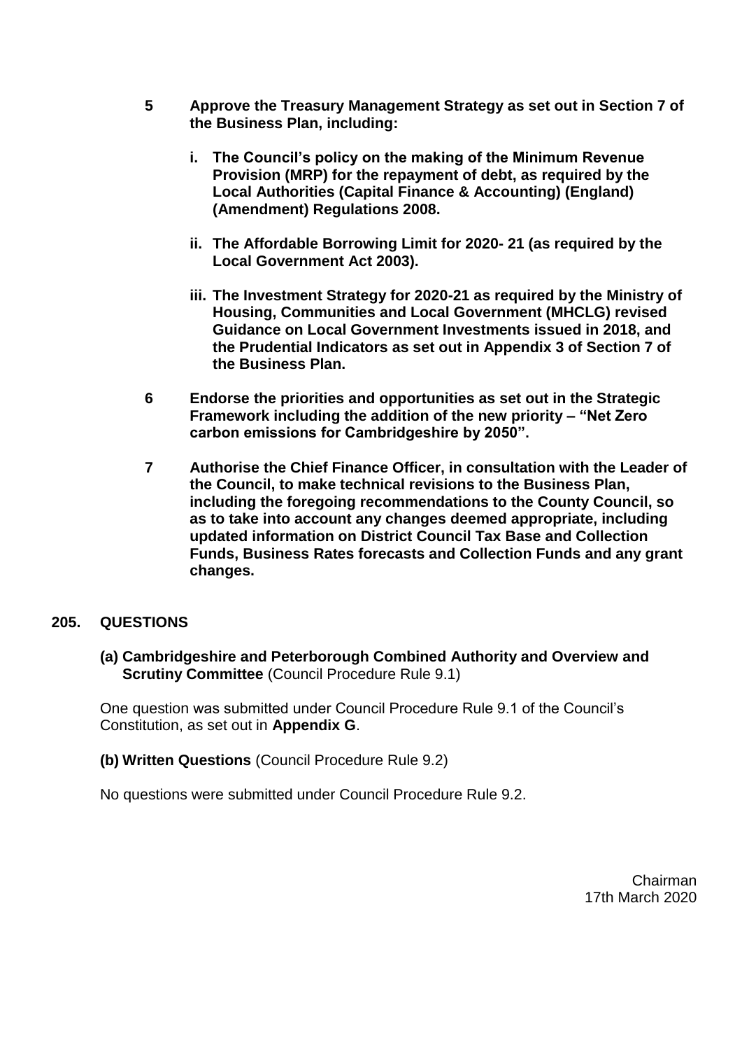**5 Approve the Treasury Management Strategy as set out in Section 7 of the Business Plan, including:**

**i. The Council's policy on the making of the Minimum Revenue Provision (MRP) for the repayment of debt, as required by the Local Authorities (Capital Finance & Accounting) (England) (Amendment) Regulations 2008.**

**ii. The Affordable Borrowing Limit for 2020- 21 (as required by the Local Government Act 2003).**

**iii. The Investment Strategy for 2020-21 as required by the Ministry of Housing, Communities and Local Government (MHCLG) revised Guidance on Local Government Investments issued in 2018, and the Prudential Indicators as set out in Appendix 3 of Section 7 of the Business Plan.**

**6 Endorse the priorities and opportunities as set out in the Strategic Framework including the addition of the new priority – "Net Zero carbon emissions for Cambridgeshire by 2050".**

**7 Authorise the Chief Finance Officer, in consultation with the Leader of the Council, to make technical revisions to the Business Plan, including the foregoing recommendations to the County Council, so as to take into account any changes deemed appropriate, including updated information on District Council Tax Base and Collection Funds, Business Rates forecasts and Collection Funds and any grant changes.**

## 205. QUESTIONS

**(a) Cambridgeshire and Peterborough Combined Authority and Overview and Scrutiny Committee** (Council Procedure Rule 9.1)

One question was submitted under Council Procedure Rule 9.1 of the Council's Constitution, as set out in **Appendix G**.

**(b) Written Questions** (Council Procedure Rule 9.2)

No questions were submitted under Council Procedure Rule 9.2.

Chairman
17th March 2020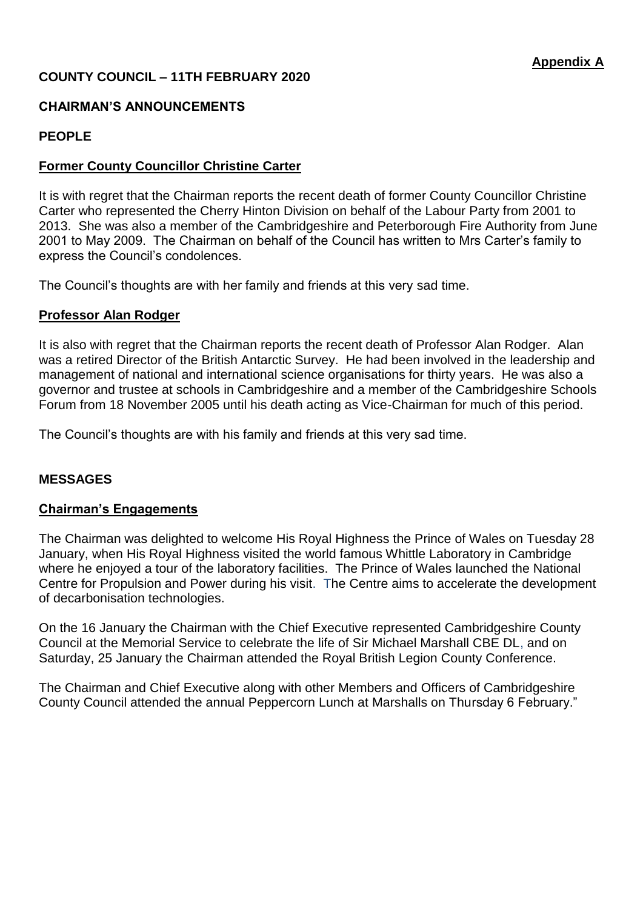**Appendix A**

**COUNTY COUNCIL – 11TH FEBRUARY 2020**

**CHAIRMAN'S ANNOUNCEMENTS**

**PEOPLE**

**Former County Councillor Christine Carter**

It is with regret that the Chairman reports the recent death of former County Councillor Christine Carter who represented the Cherry Hinton Division on behalf of the Labour Party from 2001 to 2013. She was also a member of the Cambridgeshire and Peterborough Fire Authority from June 2001 to May 2009. The Chairman on behalf of the Council has written to Mrs Carter's family to express the Council's condolences.

The Council's thoughts are with her family and friends at this very sad time.

**Professor Alan Rodger**

It is also with regret that the Chairman reports the recent death of Professor Alan Rodger. Alan was a retired Director of the British Antarctic Survey. He had been involved in the leadership and management of national and international science organisations for thirty years. He was also a governor and trustee at schools in Cambridgeshire and a member of the Cambridgeshire Schools Forum from 18 November 2005 until his death acting as Vice-Chairman for much of this period.

The Council's thoughts are with his family and friends at this very sad time.

**MESSAGES**

**Chairman's Engagements**

The Chairman was delighted to welcome His Royal Highness the Prince of Wales on Tuesday 28 January, when His Royal Highness visited the world famous Whittle Laboratory in Cambridge where he enjoyed a tour of the laboratory facilities. The Prince of Wales launched the National Centre for Propulsion and Power during his visit. The Centre aims to accelerate the development of decarbonisation technologies.

On the 16 January the Chairman with the Chief Executive represented Cambridgeshire County Council at the Memorial Service to celebrate the life of Sir Michael Marshall CBE DL, and on Saturday, 25 January the Chairman attended the Royal British Legion County Conference.

The Chairman and Chief Executive along with other Members and Officers of Cambridgeshire County Council attended the annual Peppercorn Lunch at Marshalls on Thursday 6 February."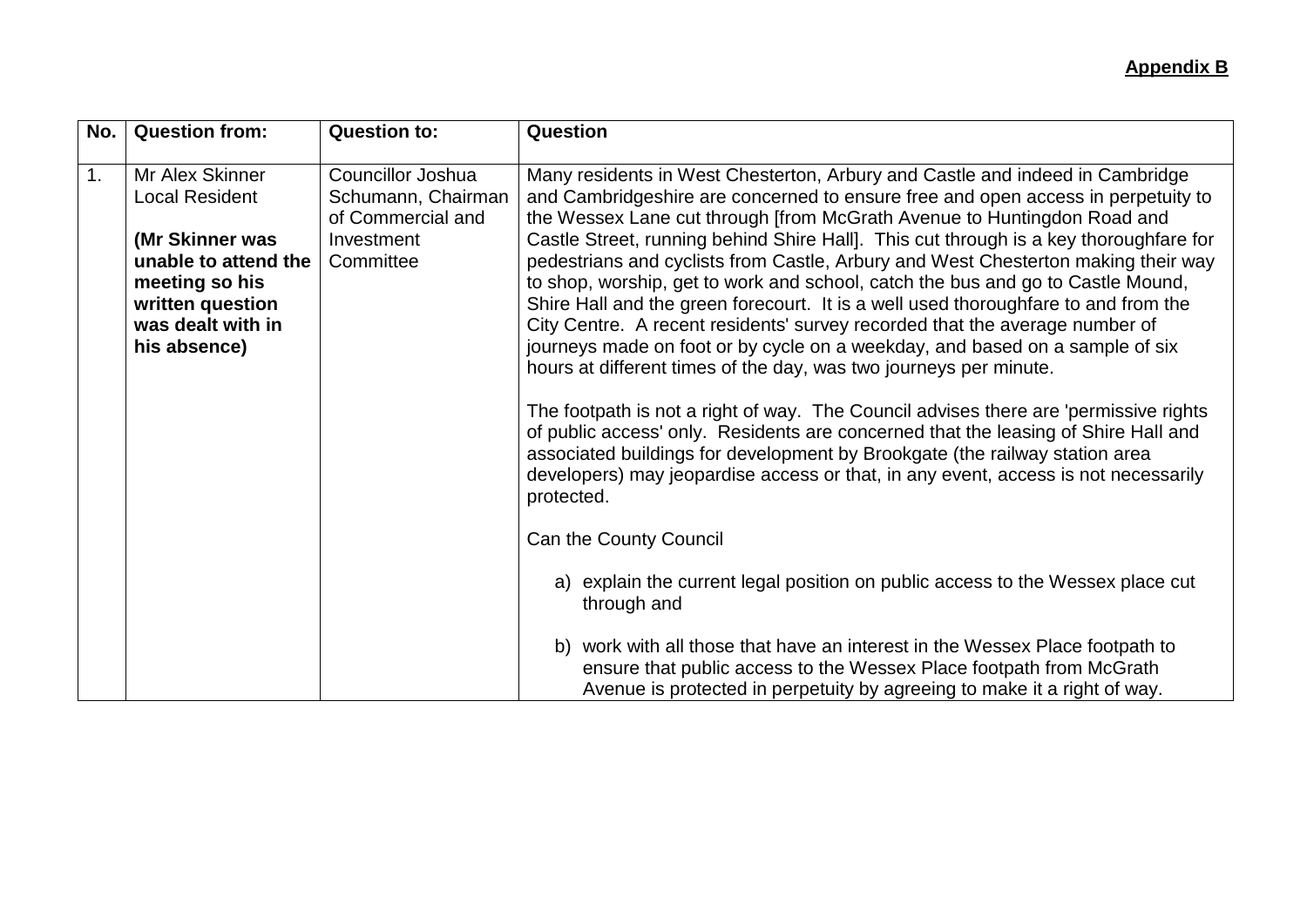**Appendix B**

| No. | Question from: | Question to: | Question |
|---|---|---|---|
| 1. | Mr Alex Skinner Local Resident<br><br>**(Mr Skinner was unable to attend the meeting so his written question was dealt with in his absence)** | Councillor Joshua Schumann, Chairman of Commercial and Investment Committee | Many residents in West Chesterton, Arbury and Castle and indeed in Cambridge and Cambridgeshire are concerned to ensure free and open access in perpetuity to the Wessex Lane cut through [from McGrath Avenue to Huntingdon Road and Castle Street, running behind Shire Hall]. This cut through is a key thoroughfare for pedestrians and cyclists from Castle, Arbury and West Chesterton making their way to shop, worship, get to work and school, catch the bus and go to Castle Mound, Shire Hall and the green forecourt. It is a well used thoroughfare to and from the City Centre. A recent residents' survey recorded that the average number of journeys made on foot or by cycle on a weekday, and based on a sample of six hours at different times of the day, was two journeys per minute.<br><br>The footpath is not a right of way. The Council advises there are 'permissive rights of public access' only. Residents are concerned that the leasing of Shire Hall and associated buildings for development by Brookgate (the railway station area developers) may jeopardise access or that, in any event, access is not necessarily protected.<br><br>Can the County Council<br><br>a) explain the current legal position on public access to the Wessex place cut through and<br><br>b) work with all those that have an interest in the Wessex Place footpath to ensure that public access to the Wessex Place footpath from McGrath Avenue is protected in perpetuity by agreeing to make it a right of way. |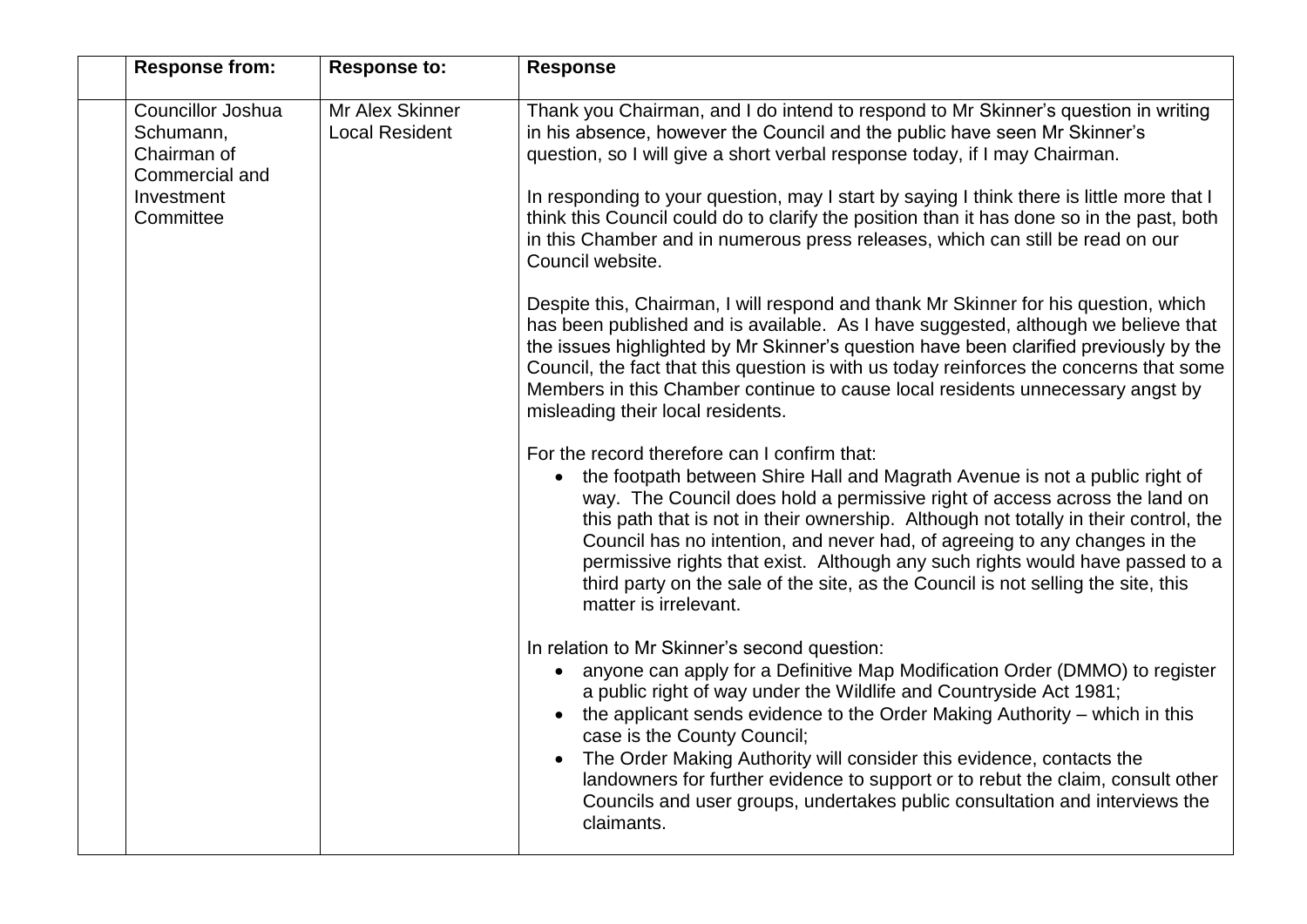| | Response from: | Response to: | Response |
|---|---|---|---|
| | Councillor Joshua Schumann, Chairman of Commercial and Investment Committee | Mr Alex Skinner Local Resident | Thank you Chairman, and I do intend to respond to Mr Skinner's question in writing in his absence, however the Council and the public have seen Mr Skinner's question, so I will give a short verbal response today, if I may Chairman.<br><br>In responding to your question, may I start by saying I think there is little more that I think this Council could do to clarify the position than it has done so in the past, both in this Chamber and in numerous press releases, which can still be read on our Council website.<br><br>Despite this, Chairman, I will respond and thank Mr Skinner for his question, which has been published and is available. As I have suggested, although we believe that the issues highlighted by Mr Skinner's question have been clarified previously by the Council, the fact that this question is with us today reinforces the concerns that some Members in this Chamber continue to cause local residents unnecessary angst by misleading their local residents.<br><br>For the record therefore can I confirm that:<br>• the footpath between Shire Hall and Magrath Avenue is not a public right of way. The Council does hold a permissive right of access across the land on this path that is not in their ownership. Although not totally in their control, the Council has no intention, and never had, of agreeing to any changes in the permissive rights that exist. Although any such rights would have passed to a third party on the sale of the site, as the Council is not selling the site, this matter is irrelevant.<br><br>In relation to Mr Skinner's second question:<br>• anyone can apply for a Definitive Map Modification Order (DMMO) to register a public right of way under the Wildlife and Countryside Act 1981;<br>• the applicant sends evidence to the Order Making Authority – which in this case is the County Council;<br>• The Order Making Authority will consider this evidence, contacts the landowners for further evidence to support or to rebut the claim, consult other Councils and user groups, undertakes public consultation and interviews the claimants. |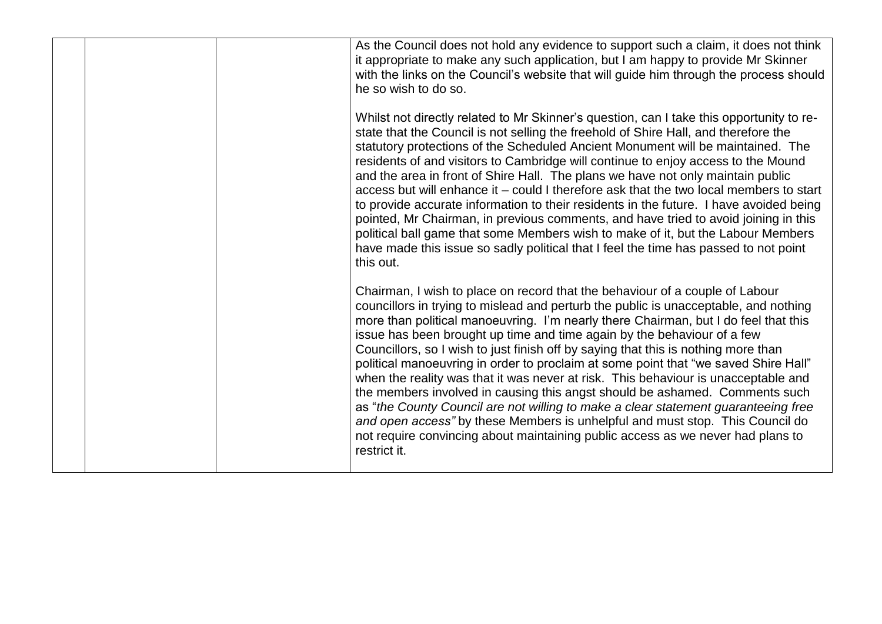As the Council does not hold any evidence to support such a claim, it does not think it appropriate to make any such application, but I am happy to provide Mr Skinner with the links on the Council's website that will guide him through the process should he so wish to do so.

Whilst not directly related to Mr Skinner's question, can I take this opportunity to re-state that the Council is not selling the freehold of Shire Hall, and therefore the statutory protections of the Scheduled Ancient Monument will be maintained. The residents of and visitors to Cambridge will continue to enjoy access to the Mound and the area in front of Shire Hall. The plans we have not only maintain public access but will enhance it – could I therefore ask that the two local members to start to provide accurate information to their residents in the future. I have avoided being pointed, Mr Chairman, in previous comments, and have tried to avoid joining in this political ball game that some Members wish to make of it, but the Labour Members have made this issue so sadly political that I feel the time has passed to not point this out.

Chairman, I wish to place on record that the behaviour of a couple of Labour councillors in trying to mislead and perturb the public is unacceptable, and nothing more than political manoeuvring. I'm nearly there Chairman, but I do feel that this issue has been brought up time and time again by the behaviour of a few Councillors, so I wish to just finish off by saying that this is nothing more than political manoeuvring in order to proclaim at some point that "we saved Shire Hall" when the reality was that it was never at risk. This behaviour is unacceptable and the members involved in causing this angst should be ashamed. Comments such as "*the County Council are not willing to make a clear statement guaranteeing free and open access"* by these Members is unhelpful and must stop. This Council do not require convincing about maintaining public access as we never had plans to restrict it.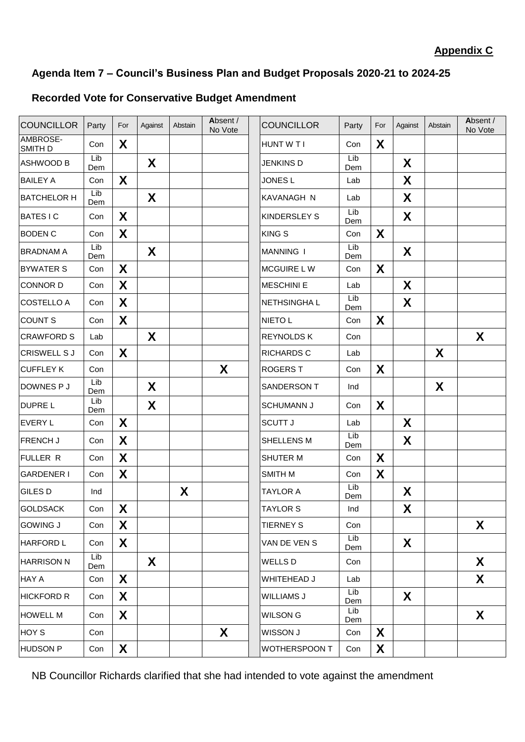**Appendix C**

## Agenda Item 7 – Council's Business Plan and Budget Proposals 2020-21 to 2024-25

### Recorded Vote for Conservative Budget Amendment

| COUNCILLOR | Party | For | Against | Abstain | Absent / No Vote |
|---|---|---|---|---|---|
| AMBROSE-SMITH D | Con | X | | | |
| ASHWOOD B | Lib Dem | | X | | |
| BAILEY A | Con | X | | | |
| BATCHELOR H | Lib Dem | | X | | |
| BATES I C | Con | X | | | |
| BODEN C | Con | X | | | |
| BRADNAM A | Lib Dem | | X | | |
| BYWATER S | Con | X | | | |
| CONNOR D | Con | X | | | |
| COSTELLO A | Con | X | | | |
| COUNT S | Con | X | | | |
| CRAWFORD S | Lab | | X | | |
| CRISWELL S J | Con | X | | | |
| CUFFLEY K | Con | | | | X |
| DOWNES P J | Lib Dem | | X | | |
| DUPRE L | Lib Dem | | X | | |
| EVERY L | Con | X | | | |
| FRENCH J | Con | X | | | |
| FULLER R | Con | X | | | |
| GARDENER I | Con | X | | | |
| GILES D | Ind | | | X | |
| GOLDSACK | Con | X | | | |
| GOWING J | Con | X | | | |
| HARFORD L | Con | X | | | |
| HARRISON N | Lib Dem | | X | | |
| HAY A | Con | X | | | |
| HICKFORD R | Con | X | | | |
| HOWELL M | Con | X | | | |
| HOY S | Con | | | | X |
| HUDSON P | Con | X | | | |
| HUNT W T I | Con | X | | | |
| JENKINS D | Lib Dem | | X | | |
| JONES L | Lab | | X | | |
| KAVANAGH N | Lab | | X | | |
| KINDERSLEY S | Lib Dem | | X | | |
| KING S | Con | X | | | |
| MANNING I | Lib Dem | | X | | |
| MCGUIRE L W | Con | X | | | |
| MESCHINI E | Lab | | X | | |
| NETHSINGHA L | Lib Dem | | X | | |
| NIETO L | Con | X | | | |
| REYNOLDS K | Con | | | | X |
| RICHARDS C | Lab | | | X | |
| ROGERS T | Con | X | | | |
| SANDERSON T | Ind | | | X | |
| SCHUMANN J | Con | X | | | |
| SCUTT J | Lab | | X | | |
| SHELLENS M | Lib Dem | | X | | |
| SHUTER M | Con | X | | | |
| SMITH M | Con | X | | | |
| TAYLOR A | Lib Dem | | X | | |
| TAYLOR S | Ind | | X | | |
| TIERNEY S | Con | | | | X |
| VAN DE VEN S | Lib Dem | | X | | |
| WELLS D | Con | | | | X |
| WHITEHEAD J | Lab | | | | X |
| WILLIAMS J | Lib Dem | | X | | |
| WILSON G | Lib Dem | | | | X |
| WISSON J | Con | X | | | |
| WOTHERSPOON T | Con | X | | | |

NB Councillor Richards clarified that she had intended to vote against the amendment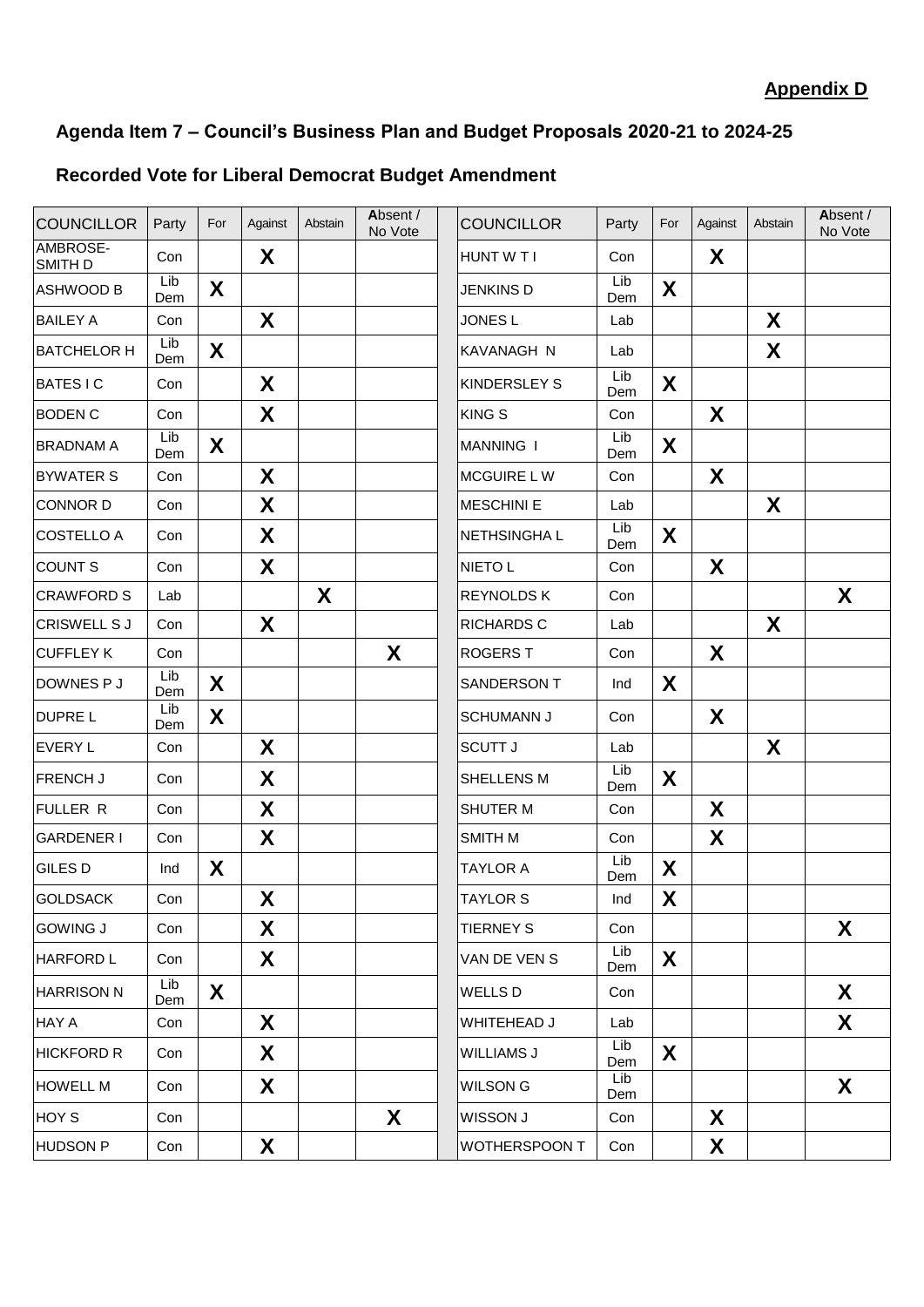**Appendix D**

## Agenda Item 7 – Council's Business Plan and Budget Proposals 2020-21 to 2024-25

### Recorded Vote for Liberal Democrat Budget Amendment

| COUNCILLOR | Party | For | Against | Abstain | Absent / No Vote | COUNCILLOR | Party | For | Against | Abstain | Absent / No Vote |
|---|---|---|---|---|---|---|---|---|---|---|---|
| AMBROSE-SMITH D | Con | | X | | | HUNT W T I | Con | | X | | |
| ASHWOOD B | Lib Dem | X | | | | JENKINS D | Lib Dem | X | | | |
| BAILEY A | Con | | X | | | JONES L | Lab | | | X | |
| BATCHELOR H | Lib Dem | X | | | | KAVANAGH N | Lab | | | X | |
| BATES I C | Con | | X | | | KINDERSLEY S | Lib Dem | X | | | |
| BODEN C | Con | | X | | | KING S | Con | | X | | |
| BRADNAM A | Lib Dem | X | | | | MANNING I | Lib Dem | X | | | |
| BYWATER S | Con | | X | | | MCGUIRE L W | Con | | X | | |
| CONNOR D | Con | | X | | | MESCHINI E | Lab | | | X | |
| COSTELLO A | Con | | X | | | NETHSINGHA L | Lib Dem | X | | | |
| COUNT S | Con | | X | | | NIETO L | Con | | X | | |
| CRAWFORD S | Lab | | | X | | REYNOLDS K | Con | | | | X |
| CRISWELL S J | Con | | X | | | RICHARDS C | Lab | | | X | |
| CUFFLEY K | Con | | | | X | ROGERS T | Con | | X | | |
| DOWNES P J | Lib Dem | X | | | | SANDERSON T | Ind | X | | | |
| DUPRE L | Lib Dem | X | | | | SCHUMANN J | Con | | X | | |
| EVERY L | Con | | X | | | SCUTT J | Lab | | | X | |
| FRENCH J | Con | | X | | | SHELLENS M | Lib Dem | X | | | |
| FULLER R | Con | | X | | | SHUTER M | Con | | X | | |
| GARDENER I | Con | | X | | | SMITH M | Con | | X | | |
| GILES D | Ind | X | | | | TAYLOR A | Lib Dem | X | | | |
| GOLDSACK | Con | | X | | | TAYLOR S | Ind | X | | | |
| GOWING J | Con | | X | | | TIERNEY S | Con | | | | X |
| HARFORD L | Con | | X | | | VAN DE VEN S | Lib Dem | X | | | |
| HARRISON N | Lib Dem | X | | | | WELLS D | Con | | | | X |
| HAY A | Con | | X | | | WHITEHEAD J | Lab | | | | X |
| HICKFORD R | Con | | X | | | WILLIAMS J | Lib Dem | X | | | |
| HOWELL M | Con | | X | | | WILSON G | Lib Dem | | | | X |
| HOY S | Con | | | | X | WISSON J | Con | | X | | |
| HUDSON P | Con | | X | | | WOTHERSPOON T | Con | | X | | |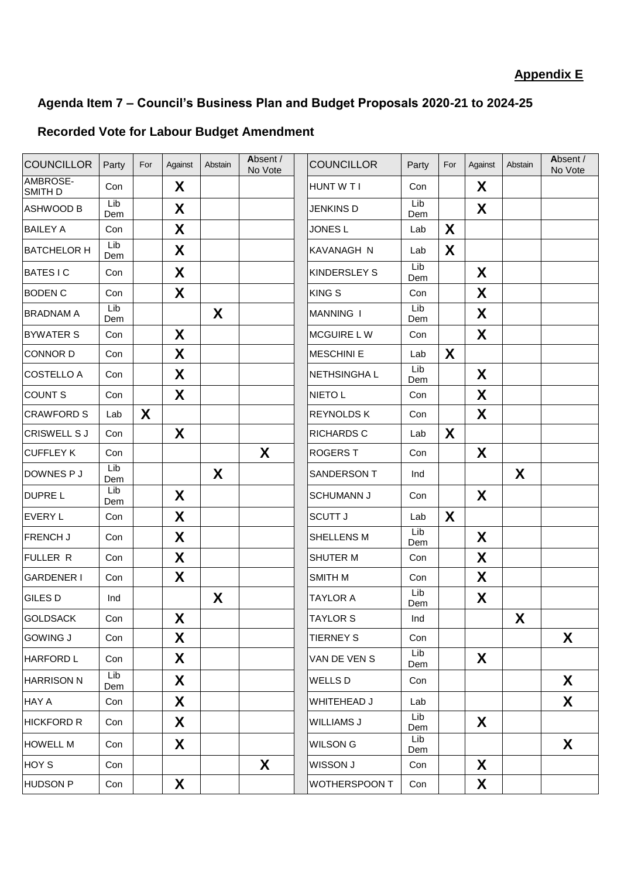**Appendix E**

## Agenda Item 7 – Council's Business Plan and Budget Proposals 2020-21 to 2024-25

### Recorded Vote for Labour Budget Amendment

| COUNCILLOR | Party | For | Against | Abstain | Absent / No Vote | COUNCILLOR | Party | For | Against | Abstain | Absent / No Vote |
|---|---|---|---|---|---|---|---|---|---|---|---|
| AMBROSE-SMITH D | Con | | X | | | HUNT W T I | Con | | X | | |
| ASHWOOD B | Lib Dem | | X | | | JENKINS D | Lib Dem | | X | | |
| BAILEY A | Con | | X | | | JONES L | Lab | X | | | |
| BATCHELOR H | Lib Dem | | X | | | KAVANAGH N | Lab | X | | | |
| BATES I C | Con | | X | | | KINDERSLEY S | Lib Dem | | X | | |
| BODEN C | Con | | X | | | KING S | Con | | X | | |
| BRADNAM A | Lib Dem | | | X | | MANNING I | Lib Dem | | X | | |
| BYWATER S | Con | | X | | | MCGUIRE L W | Con | | X | | |
| CONNOR D | Con | | X | | | MESCHINI E | Lab | X | | | |
| COSTELLO A | Con | | X | | | NETHSINGHA L | Lib Dem | | X | | |
| COUNT S | Con | | X | | | NIETO L | Con | | X | | |
| CRAWFORD S | Lab | X | | | | REYNOLDS K | Con | | X | | |
| CRISWELL S J | Con | | X | | | RICHARDS C | Lab | X | | | |
| CUFFLEY K | Con | | | | X | ROGERS T | Con | | X | | |
| DOWNES P J | Lib Dem | | | X | | SANDERSON T | Ind | | | X | |
| DUPRE L | Lib Dem | | X | | | SCHUMANN J | Con | | X | | |
| EVERY L | Con | | X | | | SCUTT J | Lab | X | | | |
| FRENCH J | Con | | X | | | SHELLENS M | Lib Dem | | X | | |
| FULLER R | Con | | X | | | SHUTER M | Con | | X | | |
| GARDENER I | Con | | X | | | SMITH M | Con | | X | | |
| GILES D | Ind | | | X | | TAYLOR A | Lib Dem | | X | | |
| GOLDSACK | Con | | X | | | TAYLOR S | Ind | | | X | |
| GOWING J | Con | | X | | | TIERNEY S | Con | | | | X |
| HARFORD L | Con | | X | | | VAN DE VEN S | Lib Dem | | X | | |
| HARRISON N | Lib Dem | | X | | | WELLS D | Con | | | | X |
| HAY A | Con | | X | | | WHITEHEAD J | Lab | | | | X |
| HICKFORD R | Con | | X | | | WILLIAMS J | Lib Dem | | X | | |
| HOWELL M | Con | | X | | | WILSON G | Lib Dem | | | | X |
| HOY S | Con | | | | X | WISSON J | Con | | X | | |
| HUDSON P | Con | | X | | | WOTHERSPOON T | Con | | X | | |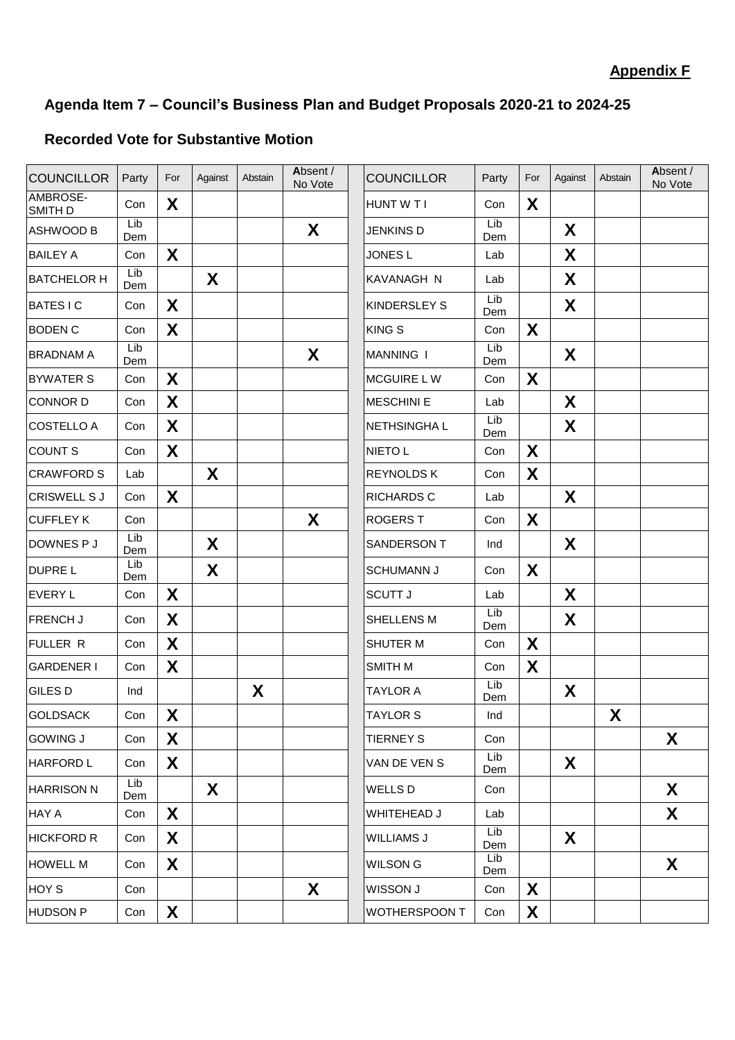**Appendix F**

## Agenda Item 7 – Council's Business Plan and Budget Proposals 2020-21 to 2024-25

### Recorded Vote for Substantive Motion

| COUNCILLOR | Party | For | Against | Abstain | Absent / No Vote |
|---|---|---|---|---|---|
| AMBROSE-SMITH D | Con | X | | | |
| ASHWOOD B | Lib Dem | | | | X |
| BAILEY A | Con | X | | | |
| BATCHELOR H | Lib Dem | | X | | |
| BATES I C | Con | X | | | |
| BODEN C | Con | X | | | |
| BRADNAM A | Lib Dem | | | | X |
| BYWATER S | Con | X | | | |
| CONNOR D | Con | X | | | |
| COSTELLO A | Con | X | | | |
| COUNT S | Con | X | | | |
| CRAWFORD S | Lab | | X | | |
| CRISWELL S J | Con | X | | | |
| CUFFLEY K | Con | | | | X |
| DOWNES P J | Lib Dem | | X | | |
| DUPRE L | Lib Dem | | X | | |
| EVERY L | Con | X | | | |
| FRENCH J | Con | X | | | |
| FULLER R | Con | X | | | |
| GARDENER I | Con | X | | | |
| GILES D | Ind | | | X | |
| GOLDSACK | Con | X | | | |
| GOWING J | Con | X | | | |
| HARFORD L | Con | X | | | |
| HARRISON N | Lib Dem | | X | | |
| HAY A | Con | X | | | |
| HICKFORD R | Con | X | | | |
| HOWELL M | Con | X | | | |
| HOY S | Con | | | | X |
| HUDSON P | Con | X | | | |
| HUNT W T I | Con | X | | | |
| JENKINS D | Lib Dem | | X | | |
| JONES L | Lab | | X | | |
| KAVANAGH N | Lab | | X | | |
| KINDERSLEY S | Lib Dem | | X | | |
| KING S | Con | X | | | |
| MANNING I | Lib Dem | | X | | |
| MCGUIRE L W | Con | X | | | |
| MESCHINI E | Lab | | X | | |
| NETHSINGHA L | Lib Dem | | X | | |
| NIETO L | Con | X | | | |
| REYNOLDS K | Con | X | | | |
| RICHARDS C | Lab | | X | | |
| ROGERS T | Con | X | | | |
| SANDERSON T | Ind | | X | | |
| SCHUMANN J | Con | X | | | |
| SCUTT J | Lab | | X | | |
| SHELLENS M | Lib Dem | | X | | |
| SHUTER M | Con | X | | | |
| SMITH M | Con | X | | | |
| TAYLOR A | Lib Dem | | X | | |
| TAYLOR S | Ind | | | X | |
| TIERNEY S | Con | | | | X |
| VAN DE VEN S | Lib Dem | | X | | |
| WELLS D | Con | | | | X |
| WHITEHEAD J | Lab | | | | X |
| WILLIAMS J | Lib Dem | | X | | |
| WILSON G | Lib Dem | | | | X |
| WISSON J | Con | X | | | |
| WOTHERSPOON T | Con | X | | | |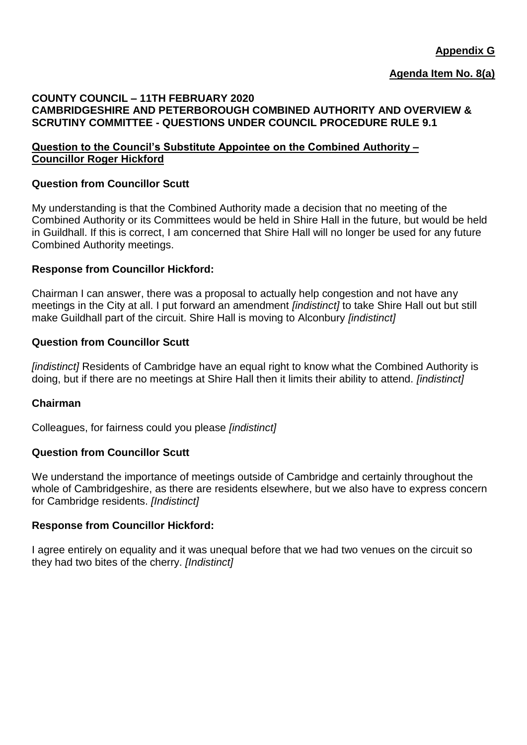**Appendix G**

**Agenda Item No. 8(a)**

**COUNTY COUNCIL – 11TH FEBRUARY 2020**
**CAMBRIDGESHIRE AND PETERBOROUGH COMBINED AUTHORITY AND OVERVIEW & SCRUTINY COMMITTEE - QUESTIONS UNDER COUNCIL PROCEDURE RULE 9.1**

**Question to the Council's Substitute Appointee on the Combined Authority – Councillor Roger Hickford**

**Question from Councillor Scutt**

My understanding is that the Combined Authority made a decision that no meeting of the Combined Authority or its Committees would be held in Shire Hall in the future, but would be held in Guildhall. If this is correct, I am concerned that Shire Hall will no longer be used for any future Combined Authority meetings.

**Response from Councillor Hickford:**

Chairman I can answer, there was a proposal to actually help congestion and not have any meetings in the City at all. I put forward an amendment *[indistinct]* to take Shire Hall out but still make Guildhall part of the circuit. Shire Hall is moving to Alconbury *[indistinct]*

**Question from Councillor Scutt**

*[indistinct]* Residents of Cambridge have an equal right to know what the Combined Authority is doing, but if there are no meetings at Shire Hall then it limits their ability to attend. *[indistinct]*

**Chairman**

Colleagues, for fairness could you please *[indistinct]*

**Question from Councillor Scutt**

We understand the importance of meetings outside of Cambridge and certainly throughout the whole of Cambridgeshire, as there are residents elsewhere, but we also have to express concern for Cambridge residents. *[Indistinct]*

**Response from Councillor Hickford:**

I agree entirely on equality and it was unequal before that we had two venues on the circuit so they had two bites of the cherry. *[Indistinct]*